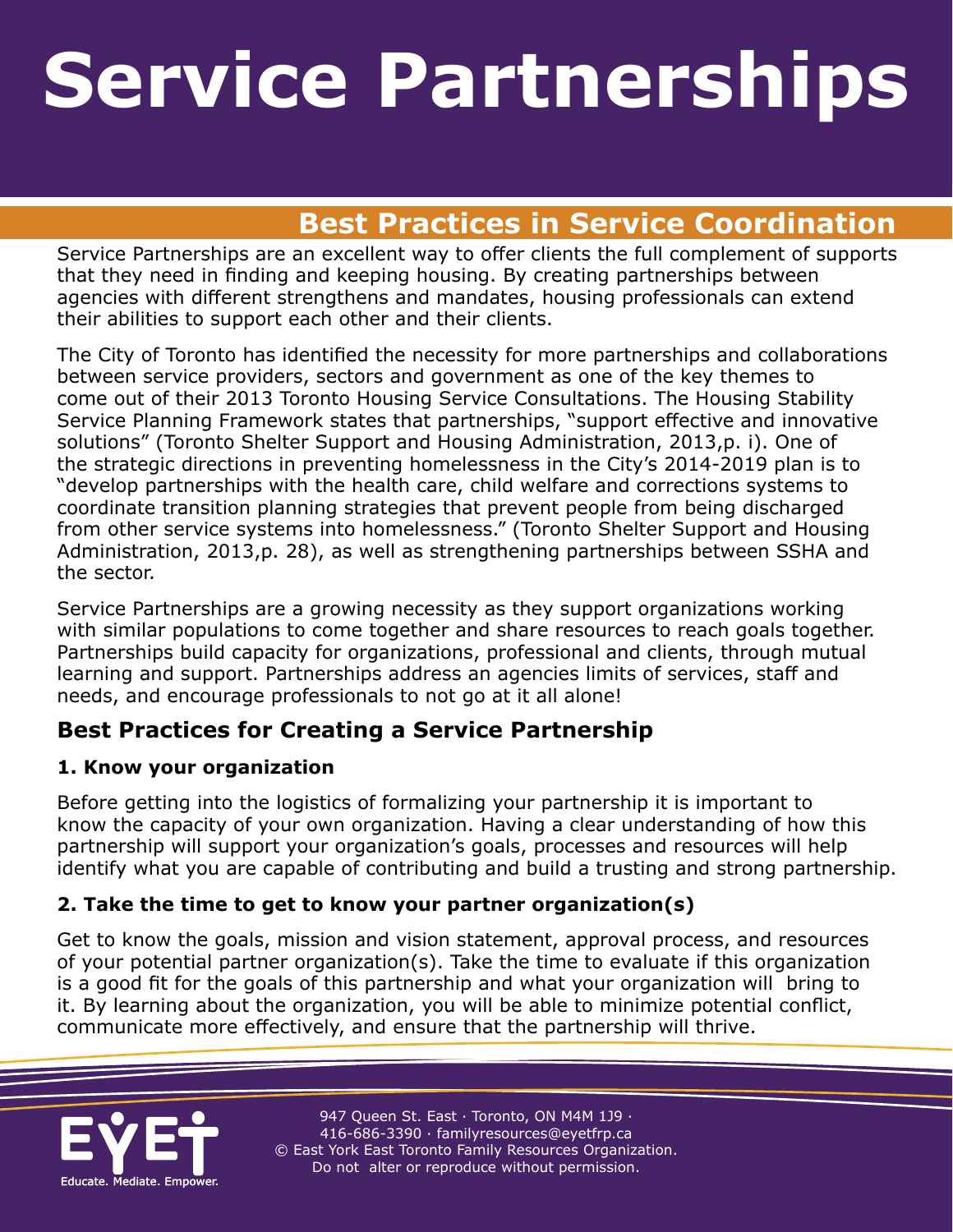# Service Partnerships

## Best Practices in Service Coordination

Service Partnerships are an excellent way to offer clients the full complement of supports that they need in finding and keeping housing. By creating partnerships between agencies with different strengthens and mandates, housing professionals can extend their abilities to support each other and their clients.

The City of Toronto has identified the necessity for more partnerships and collaborations between service providers, sectors and government as one of the key themes to come out of their 2013 Toronto Housing Service Consultations. The Housing Stability Service Planning Framework states that partnerships, "support effective and innovative solutions" (Toronto Shelter Support and Housing Administration, 2013,p. i). One of the strategic directions in preventing homelessness in the City's 2014-2019 plan is to "develop partnerships with the health care, child welfare and corrections systems to coordinate transition planning strategies that prevent people from being discharged from other service systems into homelessness." (Toronto Shelter Support and Housing Administration, 2013,p. 28), as well as strengthening partnerships between SSHA and the sector.

Service Partnerships are a growing necessity as they support organizations working with similar populations to come together and share resources to reach goals together. Partnerships build capacity for organizations, professional and clients, through mutual learning and support. Partnerships address an agencies limits of services, staff and needs, and encourage professionals to not go at it all alone!

### Best Practices for Creating a Service Partnership

#### 1. Know your organization

Before getting into the logistics of formalizing your partnership it is important to know the capacity of your own organization. Having a clear understanding of how this partnership will support your organization's goals, processes and resources will help identify what you are capable of contributing and build a trusting and strong partnership.

#### 2. Take the time to get to know your partner organization(s)

Get to know the goals, mission and vision statement, approval process, and resources of your potential partner organization(s). Take the time to evaluate if this organization is a good fit for the goals of this partnership and what your organization will bring to it. By learning about the organization, you will be able to minimize potential conflict, communicate more effectively, and ensure that the partnership will thrive.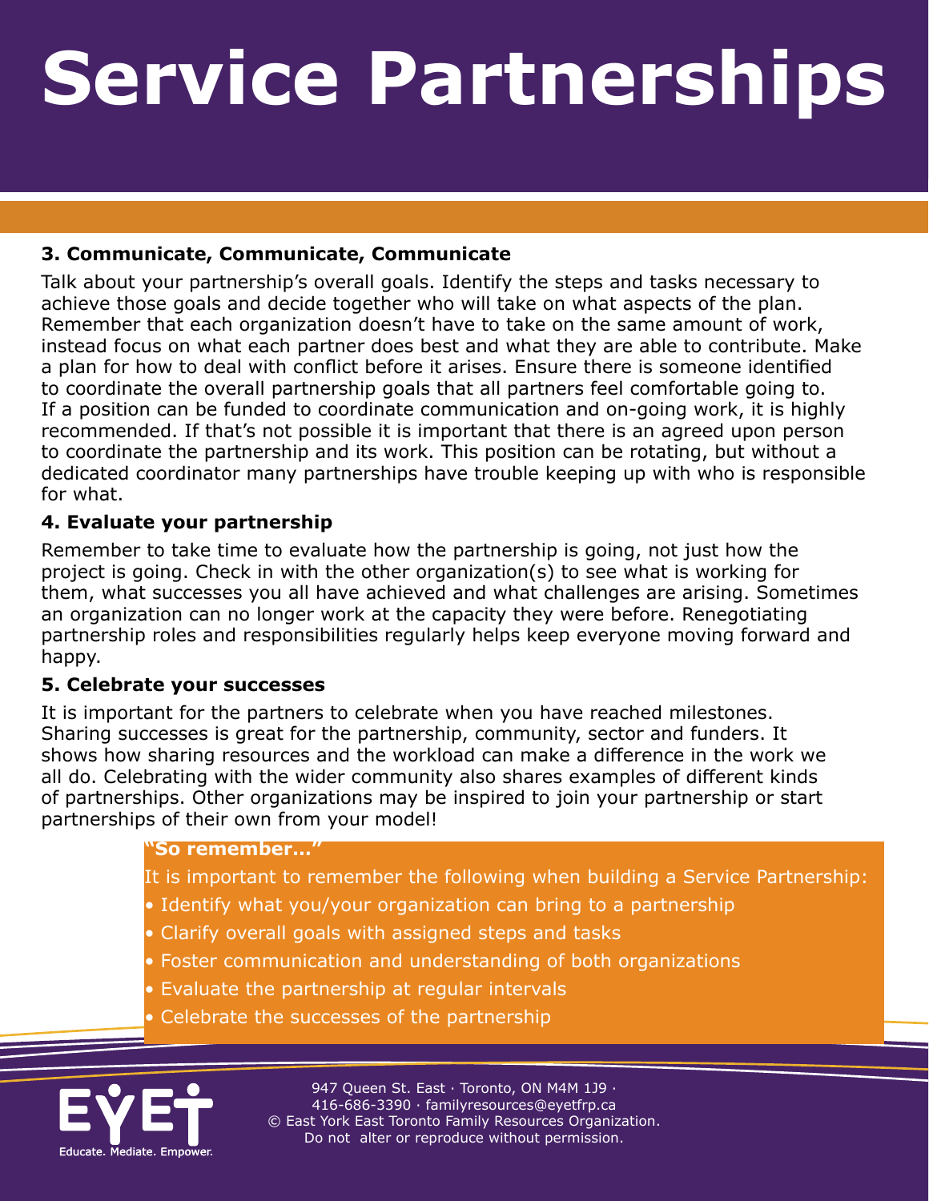# Service Partnerships

### 3. Communicate, Communicate, Communicate

Talk about your partnership's overall goals. Identify the steps and tasks necessary to achieve those goals and decide together who will take on what aspects of the plan. Remember that each organization doesn't have to take on the same amount of work, instead focus on what each partner does best and what they are able to contribute. Make a plan for how to deal with conflict before it arises. Ensure there is someone identified to coordinate the overall partnership goals that all partners feel comfortable going to. If a position can be funded to coordinate communication and on-going work, it is highly recommended. If that's not possible it is important that there is an agreed upon person to coordinate the partnership and its work. This position can be rotating, but without a dedicated coordinator many partnerships have trouble keeping up with who is responsible for what.

### 4. Evaluate your partnership

Remember to take time to evaluate how the partnership is going, not just how the project is going. Check in with the other organization(s) to see what is working for them, what successes you all have achieved and what challenges are arising. Sometimes an organization can no longer work at the capacity they were before. Renegotiating partnership roles and responsibilities regularly helps keep everyone moving forward and happy.

### 5. Celebrate your successes

It is important for the partners to celebrate when you have reached milestones. Sharing successes is great for the partnership, community, sector and funders. It shows how sharing resources and the workload can make a difference in the work we all do. Celebrating with the wider community also shares examples of different kinds of partnerships. Other organizations may be inspired to join your partnership or start partnerships of their own from your model!

**"So remember..."**

It is important to remember the following when building a Service Partnership:

- Identify what you/your organization can bring to a partnership
- Clarify overall goals with assigned steps and tasks
- Foster communication and understanding of both organizations
- Evaluate the partnership at regular intervals
- Celebrate the successes of the partnership

EYET Educate. Mediate. Empower.

947 Queen St. East · Toronto, ON M4M 1J9 · 416-686-3390 · familyresources@eyetfrp.ca
© East York East Toronto Family Resources Organization. Do not alter or reproduce without permission.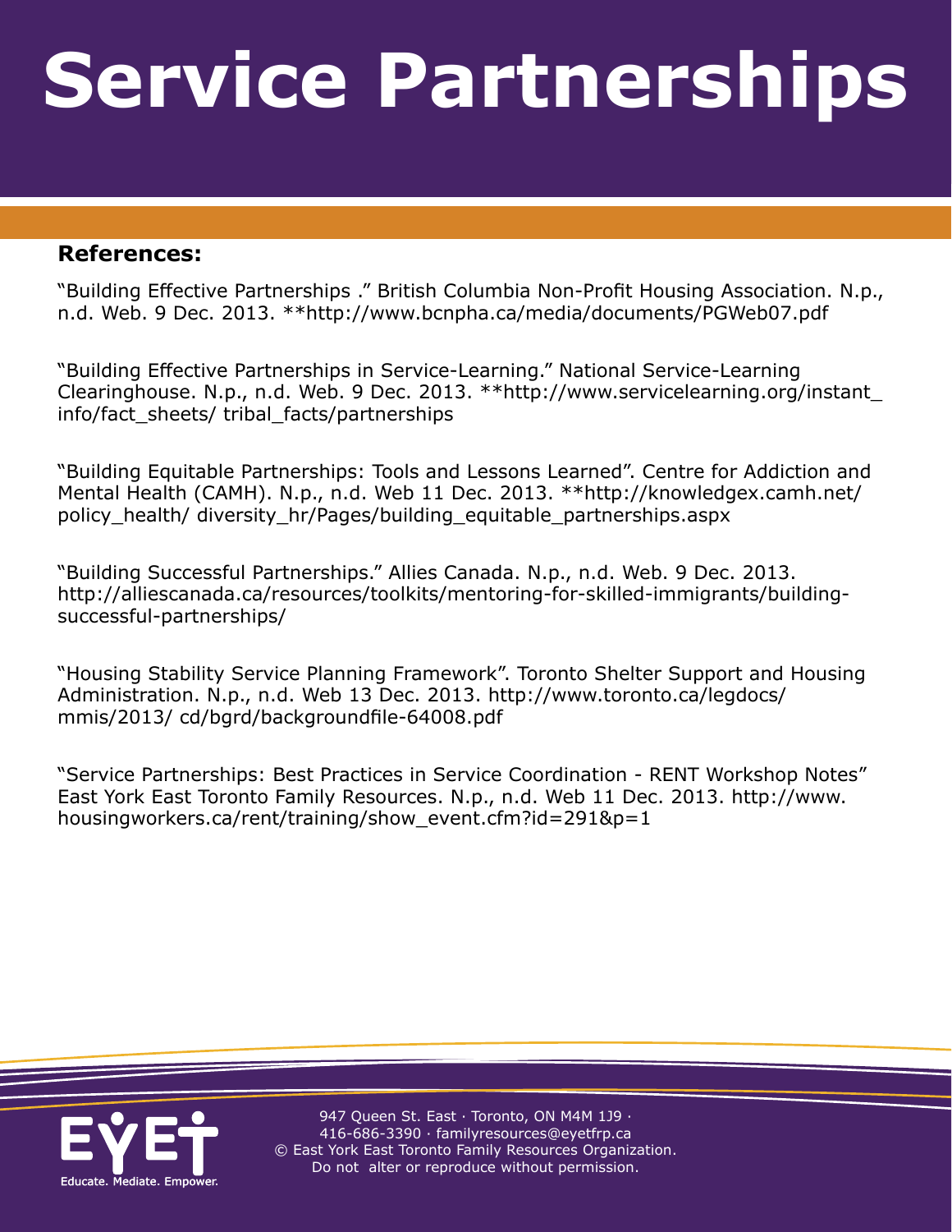# Service Partnerships

**References:**

"Building Effective Partnerships ." British Columbia Non-Profit Housing Association. N.p., n.d. Web. 9 Dec. 2013. **http://www.bcnpha.ca/media/documents/PGWeb07.pdf

"Building Effective Partnerships in Service-Learning." National Service-Learning Clearinghouse. N.p., n.d. Web. 9 Dec. 2013. **http://www.servicelearning.org/instant_info/fact_sheets/ tribal_facts/partnerships

"Building Equitable Partnerships: Tools and Lessons Learned". Centre for Addiction and Mental Health (CAMH). N.p., n.d. Web 11 Dec. 2013. **http://knowledgex.camh.net/policy_health/ diversity_hr/Pages/building_equitable_partnerships.aspx

"Building Successful Partnerships." Allies Canada. N.p., n.d. Web. 9 Dec. 2013. http://alliescanada.ca/resources/toolkits/mentoring-for-skilled-immigrants/building-successful-partnerships/

"Housing Stability Service Planning Framework". Toronto Shelter Support and Housing Administration. N.p., n.d. Web 13 Dec. 2013. http://www.toronto.ca/legdocs/mmis/2013/ cd/bgrd/backgroundfile-64008.pdf

"Service Partnerships: Best Practices in Service Coordination - RENT Workshop Notes" East York East Toronto Family Resources. N.p., n.d. Web 11 Dec. 2013. http://www.housingworkers.ca/rent/training/show_event.cfm?id=291&p=1

EYET
Educate. Mediate. Empower.

947 Queen St. East · Toronto, ON M4M 1J9 ·
416-686-3390 · familyresources@eyetfrp.ca
© East York East Toronto Family Resources Organization.
Do not alter or reproduce without permission.